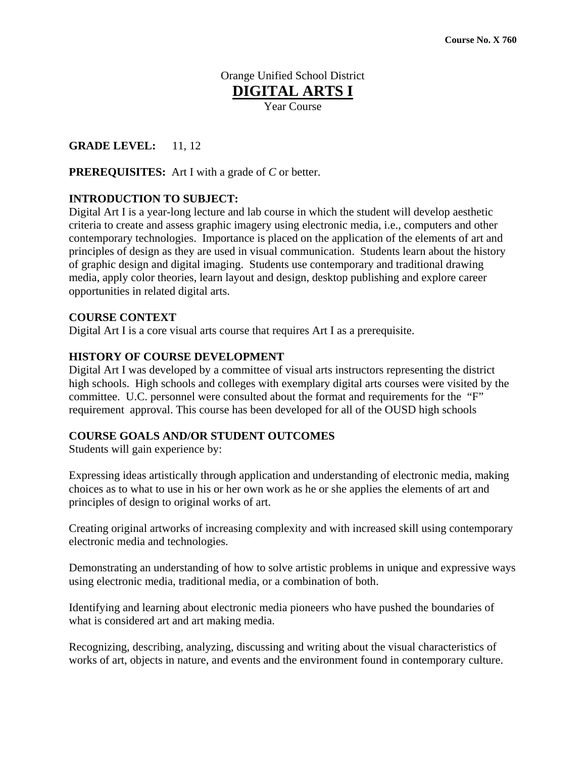**Course No. X 760**

Orange Unified School District

# DIGITAL ARTS I

Year Course

**GRADE LEVEL:** 11, 12

**PREREQUISITES:** Art I with a grade of *C* or better.

**INTRODUCTION TO SUBJECT:**
Digital Art I is a year-long lecture and lab course in which the student will develop aesthetic criteria to create and assess graphic imagery using electronic media, i.e., computers and other contemporary technologies. Importance is placed on the application of the elements of art and principles of design as they are used in visual communication. Students learn about the history of graphic design and digital imaging. Students use contemporary and traditional drawing media, apply color theories, learn layout and design, desktop publishing and explore career opportunities in related digital arts.

**COURSE CONTEXT**
Digital Art I is a core visual arts course that requires Art I as a prerequisite.

**HISTORY OF COURSE DEVELOPMENT**
Digital Art I was developed by a committee of visual arts instructors representing the district high schools. High schools and colleges with exemplary digital arts courses were visited by the committee. U.C. personnel were consulted about the format and requirements for the "F" requirement approval. This course has been developed for all of the OUSD high schools

**COURSE GOALS AND/OR STUDENT OUTCOMES**
Students will gain experience by:

Expressing ideas artistically through application and understanding of electronic media, making choices as to what to use in his or her own work as he or she applies the elements of art and principles of design to original works of art.

Creating original artworks of increasing complexity and with increased skill using contemporary electronic media and technologies.

Demonstrating an understanding of how to solve artistic problems in unique and expressive ways using electronic media, traditional media, or a combination of both.

Identifying and learning about electronic media pioneers who have pushed the boundaries of what is considered art and art making media.

Recognizing, describing, analyzing, discussing and writing about the visual characteristics of works of art, objects in nature, and events and the environment found in contemporary culture.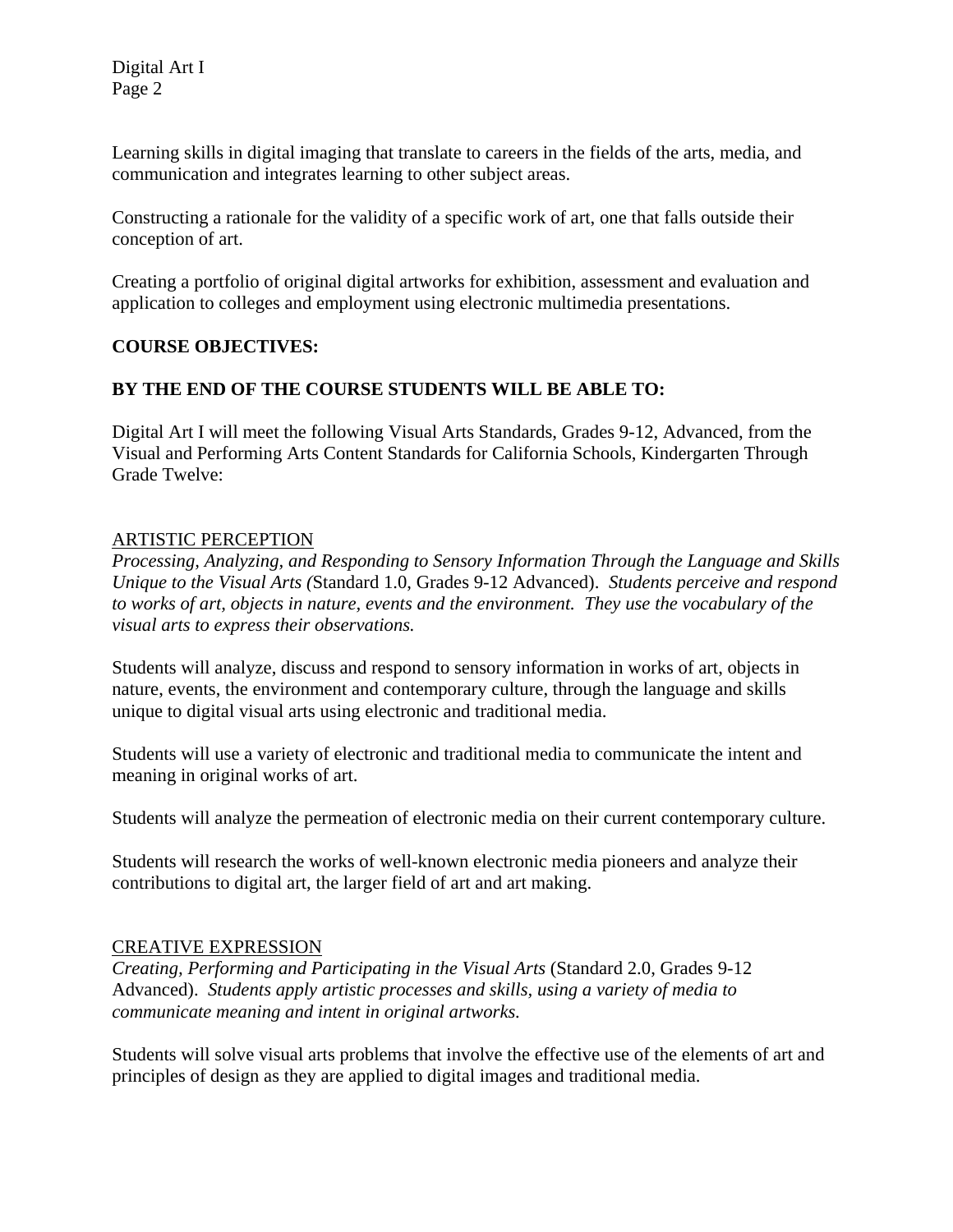Learning skills in digital imaging that translate to careers in the fields of the arts, media, and communication and integrates learning to other subject areas.

Constructing a rationale for the validity of a specific work of art, one that falls outside their conception of art.

Creating a portfolio of original digital artworks for exhibition, assessment and evaluation and application to colleges and employment using electronic multimedia presentations.

**COURSE OBJECTIVES:**

**BY THE END OF THE COURSE STUDENTS WILL BE ABLE TO:**

Digital Art I will meet the following Visual Arts Standards, Grades 9-12, Advanced, from the Visual and Performing Arts Content Standards for California Schools, Kindergarten Through Grade Twelve:

<u>ARTISTIC PERCEPTION</u>
*Processing, Analyzing, and Responding to Sensory Information Through the Language and Skills Unique to the Visual Arts (*Standard 1.0, Grades 9-12 Advanced). *Students perceive and respond to works of art, objects in nature, events and the environment. They use the vocabulary of the visual arts to express their observations.*

Students will analyze, discuss and respond to sensory information in works of art, objects in nature, events, the environment and contemporary culture, through the language and skills unique to digital visual arts using electronic and traditional media.

Students will use a variety of electronic and traditional media to communicate the intent and meaning in original works of art.

Students will analyze the permeation of electronic media on their current contemporary culture.

Students will research the works of well-known electronic media pioneers and analyze their contributions to digital art, the larger field of art and art making.

<u>CREATIVE EXPRESSION</u>
*Creating, Performing and Participating in the Visual Arts* (Standard 2.0, Grades 9-12 Advanced). *Students apply artistic processes and skills, using a variety of media to communicate meaning and intent in original artworks.*

Students will solve visual arts problems that involve the effective use of the elements of art and principles of design as they are applied to digital images and traditional media.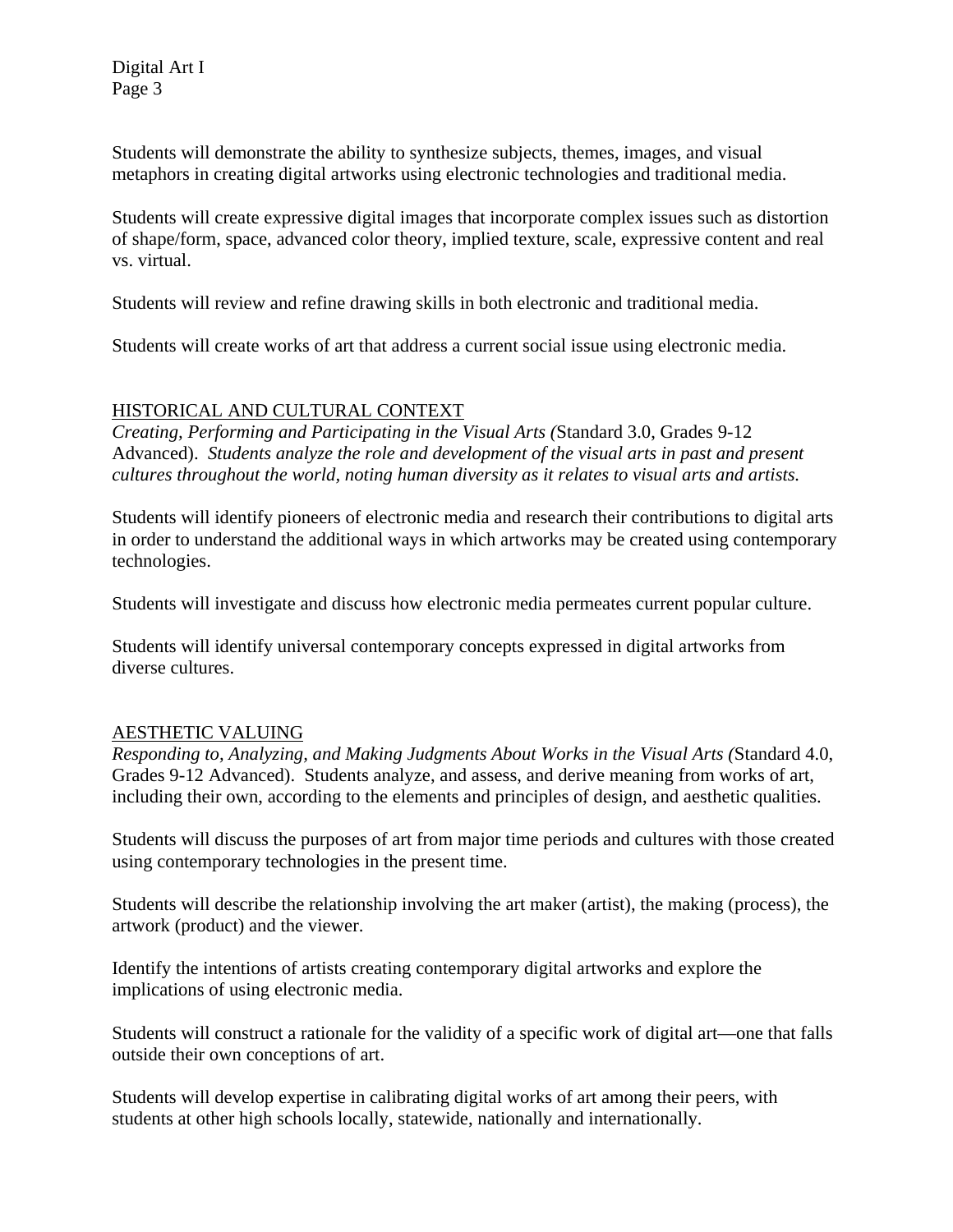Students will demonstrate the ability to synthesize subjects, themes, images, and visual metaphors in creating digital artworks using electronic technologies and traditional media.

Students will create expressive digital images that incorporate complex issues such as distortion of shape/form, space, advanced color theory, implied texture, scale, expressive content and real vs. virtual.

Students will review and refine drawing skills in both electronic and traditional media.

Students will create works of art that address a current social issue using electronic media.

## HISTORICAL AND CULTURAL CONTEXT

*Creating, Performing and Participating in the Visual Arts (*Standard 3.0, Grades 9-12 Advanced). *Students analyze the role and development of the visual arts in past and present cultures throughout the world, noting human diversity as it relates to visual arts and artists.*

Students will identify pioneers of electronic media and research their contributions to digital arts in order to understand the additional ways in which artworks may be created using contemporary technologies.

Students will investigate and discuss how electronic media permeates current popular culture.

Students will identify universal contemporary concepts expressed in digital artworks from diverse cultures.

## AESTHETIC VALUING

*Responding to, Analyzing, and Making Judgments About Works in the Visual Arts (*Standard 4.0, Grades 9-12 Advanced). Students analyze, and assess, and derive meaning from works of art, including their own, according to the elements and principles of design, and aesthetic qualities.

Students will discuss the purposes of art from major time periods and cultures with those created using contemporary technologies in the present time.

Students will describe the relationship involving the art maker (artist), the making (process), the artwork (product) and the viewer.

Identify the intentions of artists creating contemporary digital artworks and explore the implications of using electronic media.

Students will construct a rationale for the validity of a specific work of digital art—one that falls outside their own conceptions of art.

Students will develop expertise in calibrating digital works of art among their peers, with students at other high schools locally, statewide, nationally and internationally.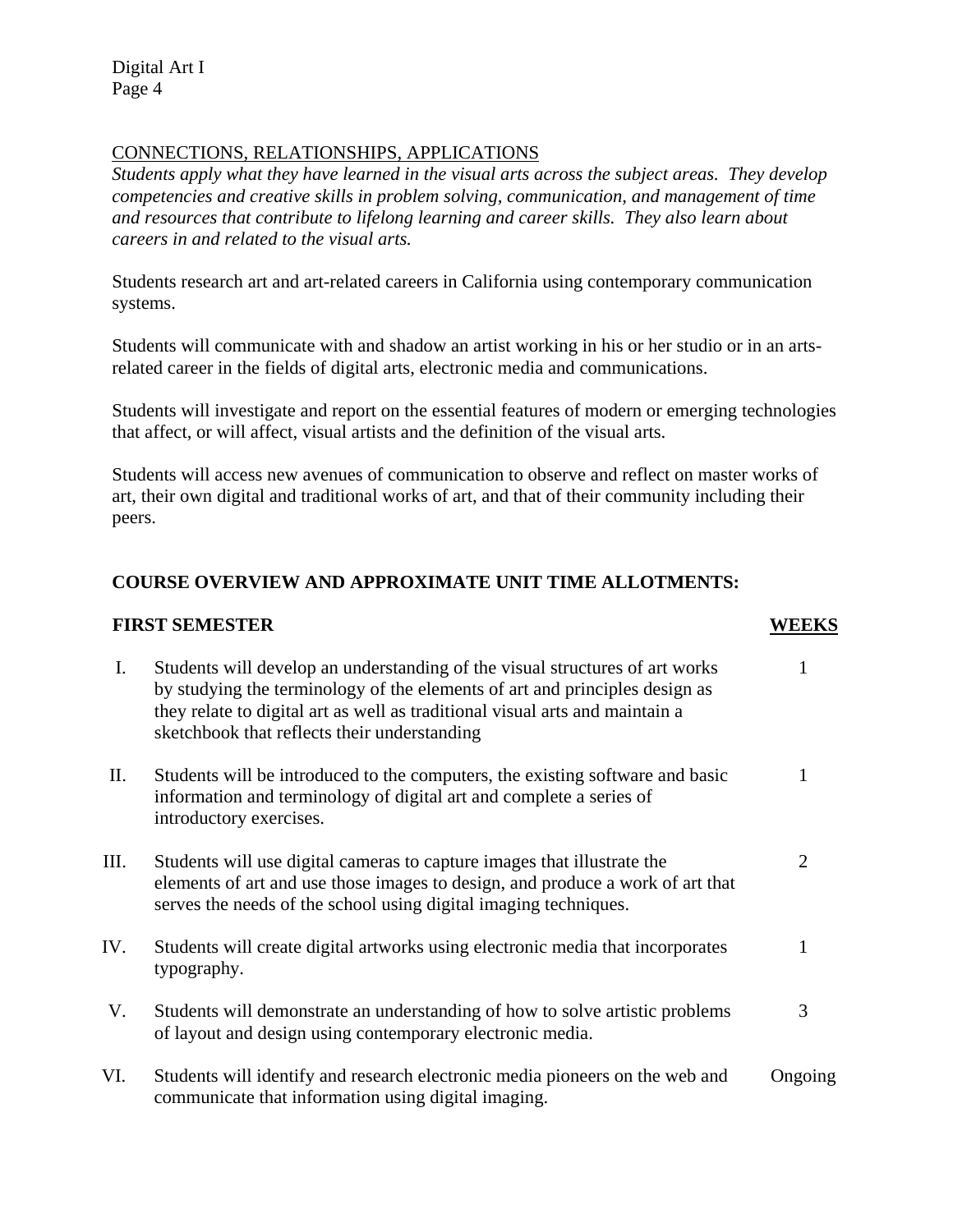## CONNECTIONS, RELATIONSHIPS, APPLICATIONS

*Students apply what they have learned in the visual arts across the subject areas. They develop competencies and creative skills in problem solving, communication, and management of time and resources that contribute to lifelong learning and career skills. They also learn about careers in and related to the visual arts.*

Students research art and art-related careers in California using contemporary communication systems.

Students will communicate with and shadow an artist working in his or her studio or in an arts-related career in the fields of digital arts, electronic media and communications.

Students will investigate and report on the essential features of modern or emerging technologies that affect, or will affect, visual artists and the definition of the visual arts.

Students will access new avenues of communication to observe and reflect on master works of art, their own digital and traditional works of art, and that of their community including their peers.

**COURSE OVERVIEW AND APPROXIMATE UNIT TIME ALLOTMENTS:**

| | **FIRST SEMESTER** | **WEEKS** |
|---|---|---|
| I. | Students will develop an understanding of the visual structures of art works by studying the terminology of the elements of art and principles design as they relate to digital art as well as traditional visual arts and maintain a sketchbook that reflects their understanding | 1 |
| II. | Students will be introduced to the computers, the existing software and basic information and terminology of digital art and complete a series of introductory exercises. | 1 |
| III. | Students will use digital cameras to capture images that illustrate the elements of art and use those images to design, and produce a work of art that serves the needs of the school using digital imaging techniques. | 2 |
| IV. | Students will create digital artworks using electronic media that incorporates typography. | 1 |
| V. | Students will demonstrate an understanding of how to solve artistic problems of layout and design using contemporary electronic media. | 3 |
| VI. | Students will identify and research electronic media pioneers on the web and communicate that information using digital imaging. | Ongoing |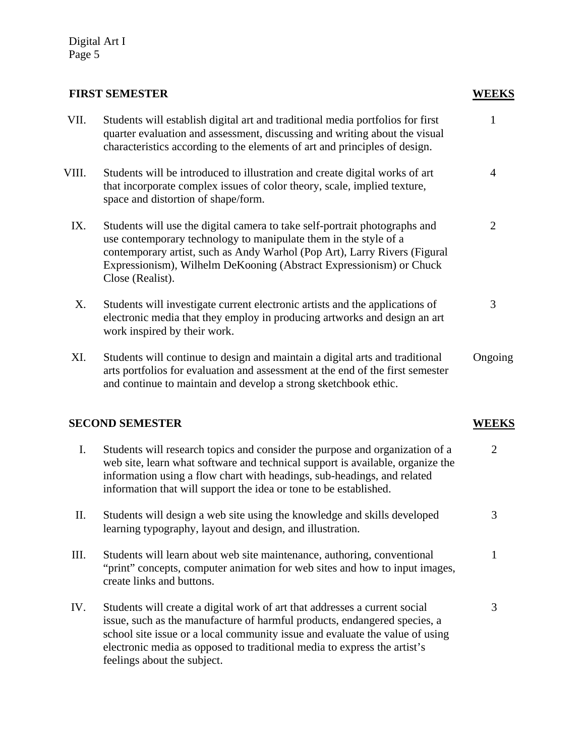## FIRST SEMESTER

| | | WEEKS |
|---|---|---|
| VII. | Students will establish digital art and traditional media portfolios for first quarter evaluation and assessment, discussing and writing about the visual characteristics according to the elements of art and principles of design. | 1 |
| VIII. | Students will be introduced to illustration and create digital works of art that incorporate complex issues of color theory, scale, implied texture, space and distortion of shape/form. | 4 |
| IX. | Students will use the digital camera to take self-portrait photographs and use contemporary technology to manipulate them in the style of a contemporary artist, such as Andy Warhol (Pop Art), Larry Rivers (Figural Expressionism), Wilhelm DeKooning (Abstract Expressionism) or Chuck Close (Realist). | 2 |
| X. | Students will investigate current electronic artists and the applications of electronic media that they employ in producing artworks and design an art work inspired by their work. | 3 |
| XI. | Students will continue to design and maintain a digital arts and traditional arts portfolios for evaluation and assessment at the end of the first semester and continue to maintain and develop a strong sketchbook ethic. | Ongoing |

## SECOND SEMESTER

| | | WEEKS |
|---|---|---|
| I. | Students will research topics and consider the purpose and organization of a web site, learn what software and technical support is available, organize the information using a flow chart with headings, sub-headings, and related information that will support the idea or tone to be established. | 2 |
| II. | Students will design a web site using the knowledge and skills developed learning typography, layout and design, and illustration. | 3 |
| III. | Students will learn about web site maintenance, authoring, conventional "print" concepts, computer animation for web sites and how to input images, create links and buttons. | 1 |
| IV. | Students will create a digital work of art that addresses a current social issue, such as the manufacture of harmful products, endangered species, a school site issue or a local community issue and evaluate the value of using electronic media as opposed to traditional media to express the artist's feelings about the subject. | 3 |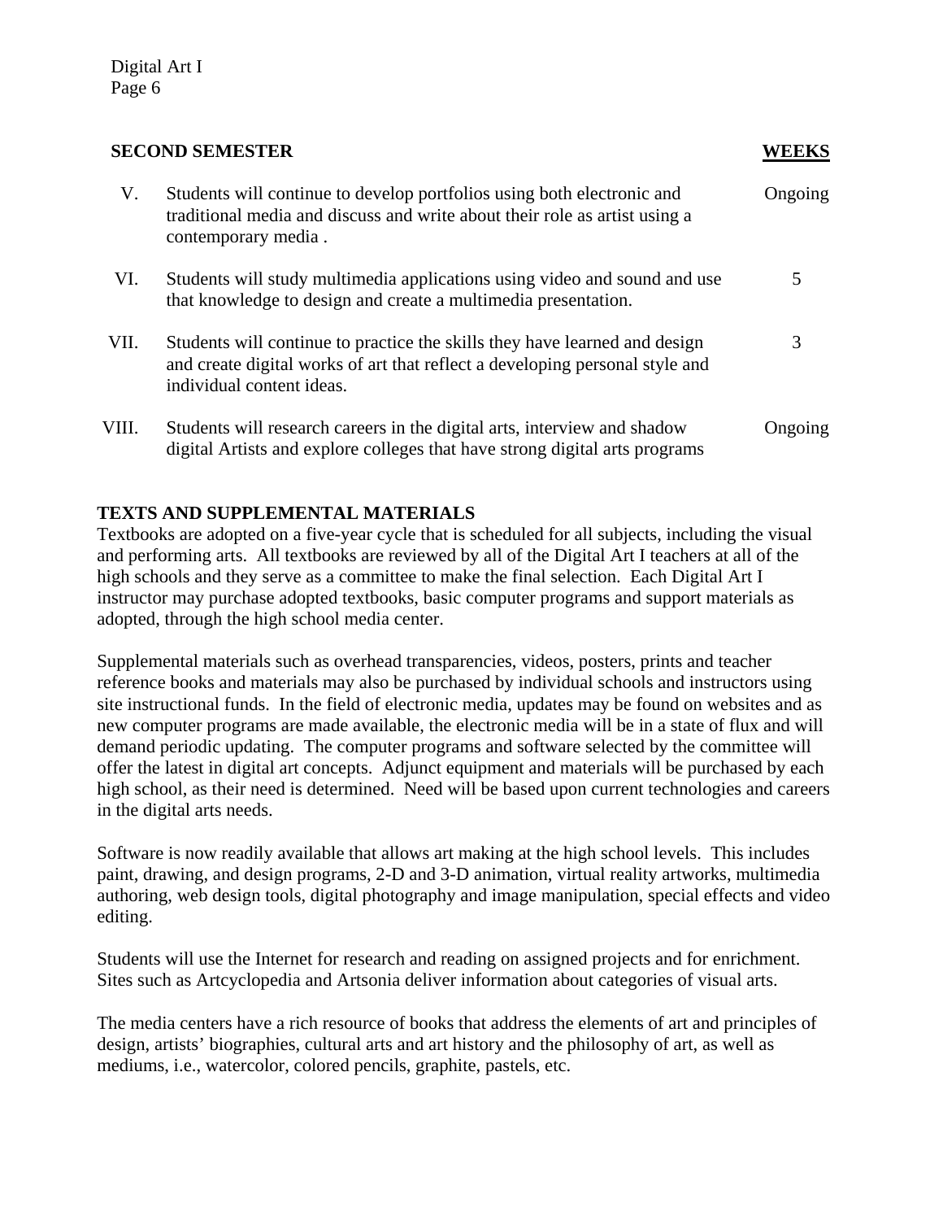| SECOND SEMESTER | | WEEKS |
|---|---|---|
| V. | Students will continue to develop portfolios using both electronic and traditional media and discuss and write about their role as artist using a contemporary media . | Ongoing |
| VI. | Students will study multimedia applications using video and sound and use that knowledge to design and create a multimedia presentation. | 5 |
| VII. | Students will continue to practice the skills they have learned and design and create digital works of art that reflect a developing personal style and individual content ideas. | 3 |
| VIII. | Students will research careers in the digital arts, interview and shadow digital Artists and explore colleges that have strong digital arts programs | Ongoing |

## TEXTS AND SUPPLEMENTAL MATERIALS

Textbooks are adopted on a five-year cycle that is scheduled for all subjects, including the visual and performing arts. All textbooks are reviewed by all of the Digital Art I teachers at all of the high schools and they serve as a committee to make the final selection. Each Digital Art I instructor may purchase adopted textbooks, basic computer programs and support materials as adopted, through the high school media center.

Supplemental materials such as overhead transparencies, videos, posters, prints and teacher reference books and materials may also be purchased by individual schools and instructors using site instructional funds. In the field of electronic media, updates may be found on websites and as new computer programs are made available, the electronic media will be in a state of flux and will demand periodic updating. The computer programs and software selected by the committee will offer the latest in digital art concepts. Adjunct equipment and materials will be purchased by each high school, as their need is determined. Need will be based upon current technologies and careers in the digital arts needs.

Software is now readily available that allows art making at the high school levels. This includes paint, drawing, and design programs, 2-D and 3-D animation, virtual reality artworks, multimedia authoring, web design tools, digital photography and image manipulation, special effects and video editing.

Students will use the Internet for research and reading on assigned projects and for enrichment. Sites such as Artcyclopedia and Artsonia deliver information about categories of visual arts.

The media centers have a rich resource of books that address the elements of art and principles of design, artists' biographies, cultural arts and art history and the philosophy of art, as well as mediums, i.e., watercolor, colored pencils, graphite, pastels, etc.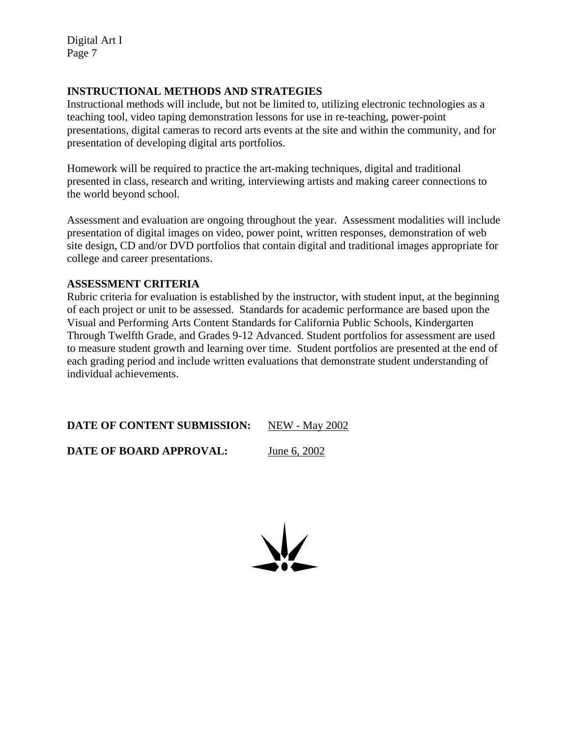## INSTRUCTIONAL METHODS AND STRATEGIES

Instructional methods will include, but not be limited to, utilizing electronic technologies as a teaching tool, video taping demonstration lessons for use in re-teaching, power-point presentations, digital cameras to record arts events at the site and within the community, and for presentation of developing digital arts portfolios.

Homework will be required to practice the art-making techniques, digital and traditional presented in class, research and writing, interviewing artists and making career connections to the world beyond school.

Assessment and evaluation are ongoing throughout the year. Assessment modalities will include presentation of digital images on video, power point, written responses, demonstration of web site design, CD and/or DVD portfolios that contain digital and traditional images appropriate for college and career presentations.

## ASSESSMENT CRITERIA

Rubric criteria for evaluation is established by the instructor, with student input, at the beginning of each project or unit to be assessed. Standards for academic performance are based upon the Visual and Performing Arts Content Standards for California Public Schools, Kindergarten Through Twelfth Grade, and Grades 9-12 Advanced. Student portfolios for assessment are used to measure student growth and learning over time. Student portfolios are presented at the end of each grading period and include written evaluations that demonstrate student understanding of individual achievements.

**DATE OF CONTENT SUBMISSION:** NEW - May 2002

**DATE OF BOARD APPROVAL:** June 6, 2002